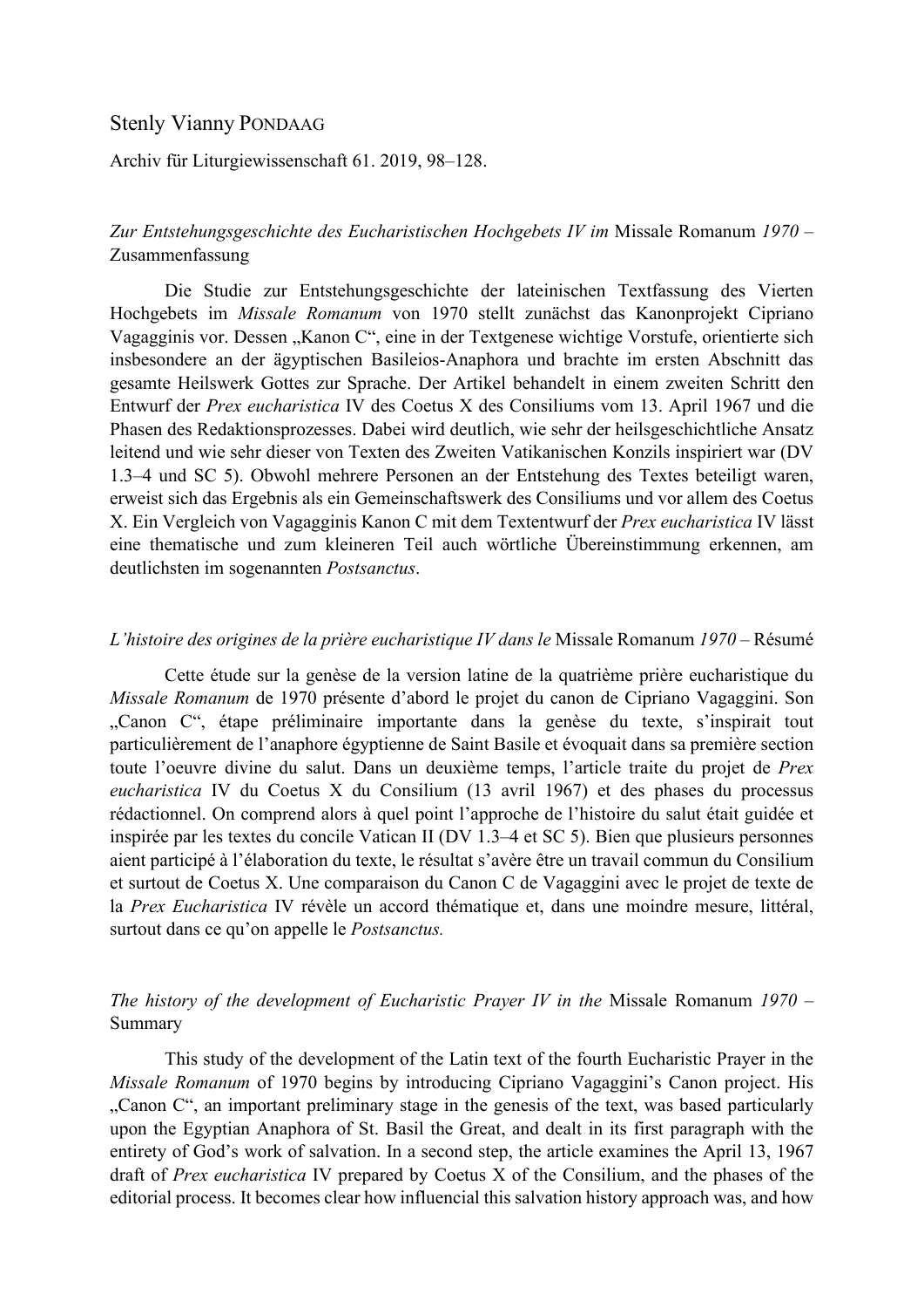Stenly Vianny PONDAAG

Archiv für Liturgiewissenschaft 61. 2019, 98–128.

*Zur Entstehungsgeschichte des Eucharistischen Hochgebets IV im* Missale Romanum *1970* – Zusammenfassung

Die Studie zur Entstehungsgeschichte der lateinischen Textfassung des Vierten Hochgebets im *Missale Romanum* von 1970 stellt zunächst das Kanonprojekt Cipriano Vagagginis vor. Dessen „Kanon C", eine in der Textgenese wichtige Vorstufe, orientierte sich insbesondere an der ägyptischen Basileios-Anaphora und brachte im ersten Abschnitt das gesamte Heilswerk Gottes zur Sprache. Der Artikel behandelt in einem zweiten Schritt den Entwurf der *Prex eucharistica* IV des Coetus X des Consiliums vom 13. April 1967 und die Phasen des Redaktionsprozesses. Dabei wird deutlich, wie sehr der heilsgeschichtliche Ansatz leitend und wie sehr dieser von Texten des Zweiten Vatikanischen Konzils inspiriert war (DV 1.3–4 und SC 5). Obwohl mehrere Personen an der Entstehung des Textes beteiligt waren, erweist sich das Ergebnis als ein Gemeinschaftswerk des Consiliums und vor allem des Coetus X. Ein Vergleich von Vagagginis Kanon C mit dem Textentwurf der *Prex eucharistica* IV lässt eine thematische und zum kleineren Teil auch wörtliche Übereinstimmung erkennen, am deutlichsten im sogenannten *Postsanctus*.

*L'histoire des origines de la prière eucharistique IV dans le* Missale Romanum *1970* – Résumé

Cette étude sur la genèse de la version latine de la quatrième prière eucharistique du *Missale Romanum* de 1970 présente d'abord le projet du canon de Cipriano Vagaggini. Son „Canon C", étape préliminaire importante dans la genèse du texte, s'inspirait tout particulièrement de l'anaphore égyptienne de Saint Basile et évoquait dans sa première section toute l'oeuvre divine du salut. Dans un deuxième temps, l'article traite du projet de *Prex eucharistica* IV du Coetus X du Consilium (13 avril 1967) et des phases du processus rédactionnel. On comprend alors à quel point l'approche de l'histoire du salut était guidée et inspirée par les textes du concile Vatican II (DV 1.3–4 et SC 5). Bien que plusieurs personnes aient participé à l'élaboration du texte, le résultat s'avère être un travail commun du Consilium et surtout de Coetus X. Une comparaison du Canon C de Vagaggini avec le projet de texte de la *Prex Eucharistica* IV révèle un accord thématique et, dans une moindre mesure, littéral, surtout dans ce qu'on appelle le *Postsanctus.*

*The history of the development of Eucharistic Prayer IV in the* Missale Romanum *1970* – Summary

This study of the development of the Latin text of the fourth Eucharistic Prayer in the *Missale Romanum* of 1970 begins by introducing Cipriano Vagaggini's Canon project. His „Canon C", an important preliminary stage in the genesis of the text, was based particularly upon the Egyptian Anaphora of St. Basil the Great, and dealt in its first paragraph with the entirety of God's work of salvation. In a second step, the article examines the April 13, 1967 draft of *Prex eucharistica* IV prepared by Coetus X of the Consilium, and the phases of the editorial process. It becomes clear how influencial this salvation history approach was, and how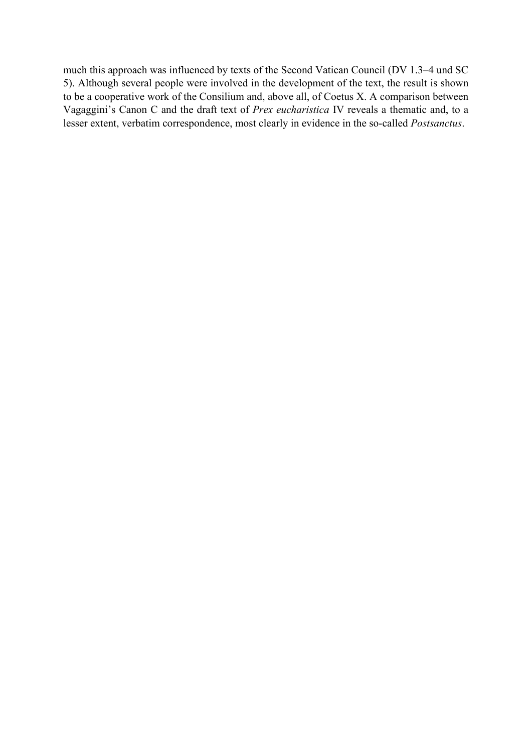much this approach was influenced by texts of the Second Vatican Council (DV 1.3–4 und SC 5). Although several people were involved in the development of the text, the result is shown to be a cooperative work of the Consilium and, above all, of Coetus X. A comparison between Vagaggini's Canon C and the draft text of *Prex eucharistica* IV reveals a thematic and, to a lesser extent, verbatim correspondence, most clearly in evidence in the so-called *Postsanctus*.